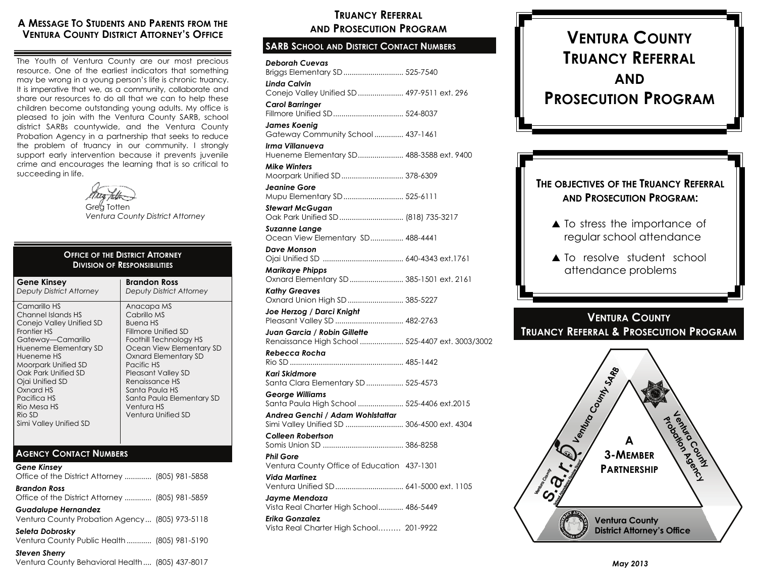## A Message To Students and Parents from the Ventura County District Attorney's Office

The Youth of Ventura County are our most precious resource. One of the earliest indicators that something may be wrong in a young person's life is chronic truancy. It is imperative that we, as a community, collaborate and share our resources to do all that we can to help these children become outstanding young adults. My office is pleased to join with the Ventura County SARB, school district SARBs countywide, and the Ventura County Probation Agency in a partnership that seeks to reduce the problem of truancy in our community. I strongly support early intervention because it prevents juvenile crime and encourages the learning that is so critical to succeeding in life.

Greg Totten
*Ventura County District Attorney*

### Office of the District Attorney Division of Responsibilities

| **Gene Kinsey** *Deputy District Attorney* | **Brandon Ross** *Deputy District Attorney* |
|---|---|
| Camarillo HS | Anacapa MS |
| Channel Islands HS | Cabrillo MS |
| Conejo Valley Unified SD | Buena HS |
| Frontier HS | Fillmore Unified SD |
| Gateway—Camarillo | Foothill Technology HS |
| Hueneme Elementary SD | Ocean View Elementary SD |
| Hueneme HS | Oxnard Elementary SD |
| Moorpark Unified SD | Pacific HS |
| Oak Park Unified SD | Pleasant Valley SD |
| Ojai Unified SD | Renaissance HS |
| Oxnard HS | Santa Paula HS |
| Pacifica HS | Santa Paula Elementary SD |
| Rio Mesa HS | Ventura HS |
| Rio SD | Ventura Unified SD |
| Simi Valley Unified SD | |

### Agency Contact Numbers

*Gene Kinsey*
Office of the District Attorney ............. (805) 981-5858

*Brandon Ross*
Office of the District Attorney ............. (805) 981-5859

*Guadalupe Hernandez*
Ventura County Probation Agency ... (805) 973-5118

*Seleta Dobrosky*
Ventura County Public Health ............ (805) 981-5190

*Steven Sherry*
Ventura County Behavioral Health .... (805) 437-8017

## Truancy Referral and Prosecution Program

### SARB School and District Contact Numbers

*Deborah Cuevas*
Briggs Elementary SD ............................ 525-7540

*Linda Calvin*
Conejo Valley Unified SD ...................... 497-9511 ext. 296

*Carol Barringer*
Fillmore Unified SD ................................. 524-8037

*James Koenig*
Gateway Community School .............. 437-1461

*Irma Villanueva*
Hueneme Elementary SD ...................... 488-3588 ext. 9400

*Mike Winters*
Moorpark Unified SD .............................. 378-6309

*Jeanine Gore*
Mupu Elementary SD ............................ 525-6111

*Stewart McGugan*
Oak Park Unified SD ............................... (818) 735-3217

*Suzanne Lange*
Ocean View Elementary SD ................ 488-4441

*Dave Monson*
Ojai Unified SD ....................................... 640-4343 ext.1761

*Marikaye Phipps*
Oxnard Elementary SD .......................... 385-1501 ext. 2161

*Kathy Greaves*
Oxnard Union High SD ........................... 385-5227

*Joe Herzog / Darci Knight*
Pleasant Valley SD ................................. 482-2763

*Juan Garcia / Robin Gillette*
Renaissance High School ..................... 525-4407 ext. 3003/3002

*Rebecca Rocha*
Rio SD ....................................................... 485-1442

*Kari Skidmore*
Santa Clara Elementary SD .................. 525-4573

*George Williams*
Santa Paula High School ...................... 525-4406 ext.2015

*Andrea Genchi / Adam Wohlstattar*
Simi Valley Unified SD ............................ 306-4500 ext. 4304

*Colleen Robertson*
Somis Union SD ....................................... 386-8258

*Phil Gore*
Ventura County Office of Education 437-1301

*Vida Martinez*
Ventura Unified SD ................................. 641-5000 ext. 1105

*Jayme Mendoza*
Vista Real Charter High School ............ 486-5449

*Erika Gonzalez*
Vista Real Charter High School......... 201-9922

# Ventura County Truancy Referral and Prosecution Program

### The objectives of the Truancy Referral and Prosecution Program:

- ▲ To stress the importance of regular school attendance
- ▲ To resolve student school attendance problems

### Ventura County Truancy Referral & Prosecution Program

A 3-Member Partnership

- Ventura County SARB
- Ventura County Probation Agency
- Ventura County District Attorney's Office

*May 2013*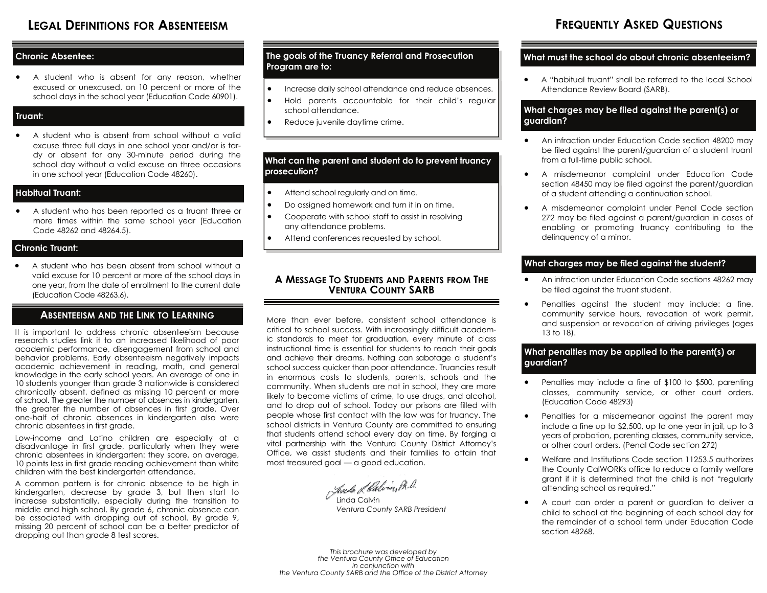# Legal Definitions for Absenteeism

### Chronic Absentee:

- A student who is absent for any reason, whether excused or unexcused, on 10 percent or more of the school days in the school year (Education Code 60901).

### Truant:

- A student who is absent from school without a valid excuse three full days in one school year and/or is tardy or absent for any 30-minute period during the school day without a valid excuse on three occasions in one school year (Education Code 48260).

### Habitual Truant:

- A student who has been reported as a truant three or more times within the same school year (Education Code 48262 and 48264.5).

### Chronic Truant:

- A student who has been absent from school without a valid excuse for 10 percent or more of the school days in one year, from the date of enrollment to the current date (Education Code 48263.6).

## Absenteeism and the Link to Learning

It is important to address chronic absenteeism because research studies link it to an increased likelihood of poor academic performance, disengagement from school and behavior problems. Early absenteeism negatively impacts academic achievement in reading, math, and general knowledge in the early school years. An average of one in 10 students younger than grade 3 nationwide is considered chronically absent, defined as missing 10 percent or more of school. The greater the number of absences in kindergarten, the greater the number of absences in first grade. Over one-half of chronic absences in kindergarten also were chronic absentees in first grade.

Low-income and Latino children are especially at a disadvantage in first grade, particularly when they were chronic absentees in kindergarten: they score, on average, 10 points less in first grade reading achievement than white children with the best kindergarten attendance.

A common pattern is for chronic absence to be high in kindergarten, decrease by grade 3, but then start to increase substantially, especially during the transition to middle and high school. By grade 6, chronic absence can be associated with dropping out of school. By grade 9, missing 20 percent of school can be a better predictor of dropping out than grade 8 test scores.

### The goals of the Truancy Referral and Prosecution Program are to:

- Increase daily school attendance and reduce absences.
- Hold parents accountable for their child's regular school attendance.
- Reduce juvenile daytime crime.

### What can the parent and student do to prevent truancy prosecution?

- Attend school regularly and on time.
- Do assigned homework and turn it in on time.
- Cooperate with school staff to assist in resolving any attendance problems.
- Attend conferences requested by school.

## A Message To Students and Parents from The Ventura County SARB

More than ever before, consistent school attendance is critical to school success. With increasingly difficult academic standards to meet for graduation, every minute of class instructional time is essential for students to reach their goals and achieve their dreams. Nothing can sabotage a student's school success quicker than poor attendance. Truancies result in enormous costs to students, parents, schools and the community. When students are not in school, they are more likely to become victims of crime, to use drugs, and alcohol, and to drop out of school. Today our prisons are filled with people whose first contact with the law was for truancy. The school districts in Ventura County are committed to ensuring that students attend school every day on time. By forging a vital partnership with the Ventura County District Attorney's Office, we assist students and their families to attain that most treasured goal — a good education.

Linda Calvin
*Ventura County SARB President*

*This brochure was developed by the Ventura County Office of Education in conjunction with the Ventura County SARB and the Office of the District Attorney*

# Frequently Asked Questions

### What must the school do about chronic absenteeism?

- A "habitual truant" shall be referred to the local School Attendance Review Board (SARB).

### What charges may be filed against the parent(s) or guardian?

- An infraction under Education Code section 48200 may be filed against the parent/guardian of a student truant from a full-time public school.
- A misdemeanor complaint under Education Code section 48450 may be filed against the parent/guardian of a student attending a continuation school.
- A misdemeanor complaint under Penal Code section 272 may be filed against a parent/guardian in cases of enabling or promoting truancy contributing to the delinquency of a minor.

### What charges may be filed against the student?

- An infraction under Education Code sections 48262 may be filed against the truant student.
- Penalties against the student may include: a fine, community service hours, revocation of work permit, and suspension or revocation of driving privileges (ages 13 to 18).

### What penalties may be applied to the parent(s) or guardian?

- Penalties may include a fine of $100 to $500, parenting classes, community service, or other court orders. (Education Code 48293)
- Penalties for a misdemeanor against the parent may include a fine up to $2,500, up to one year in jail, up to 3 years of probation, parenting classes, community service, or other court orders. (Penal Code section 272)
- Welfare and Institutions Code section 11253.5 authorizes the County CalWORKs office to reduce a family welfare grant if it is determined that the child is not "regularly attending school as required."
- A court can order a parent or guardian to deliver a child to school at the beginning of each school day for the remainder of a school term under Education Code section 48268.